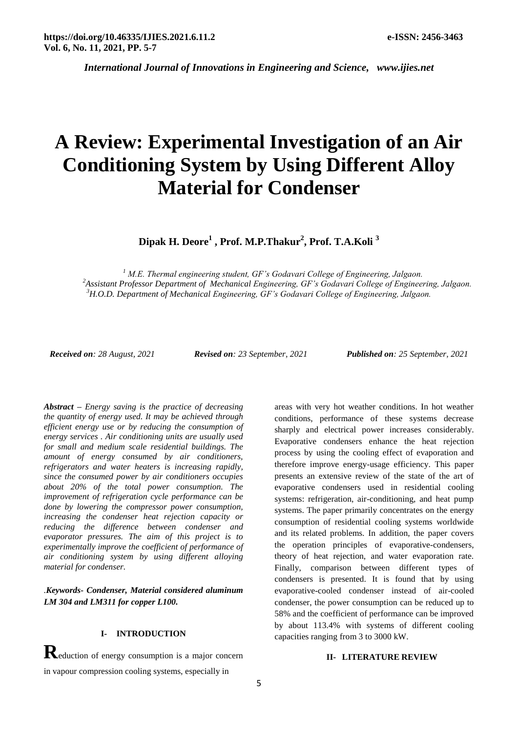# A Review: Experimental Investigation of an Air Conditioning System by Using Different Alloy Material for Condenser

**Dipak H. Deore[1] , Prof. M.P.Thakur[2], Prof. T.A.Koli [3]**

*[1] M.E. Thermal engineering student, GF's Godavari College of Engineering, Jalgaon.*
*[2]Assistant Professor Department of Mechanical Engineering, GF's Godavari College of Engineering, Jalgaon.*
*[3]H.O.D. Department of Mechanical Engineering, GF's Godavari College of Engineering, Jalgaon.*

***Received on**: 28 August, 2021* ***Revised on**: 23 September, 2021* ***Published on**: 25 September, 2021*

***Abstract** – Energy saving is the practice of decreasing the quantity of energy used. It may be achieved through efficient energy use or by reducing the consumption of energy services . Air conditioning units are usually used for small and medium scale residential buildings. The amount of energy consumed by air conditioners, refrigerators and water heaters is increasing rapidly, since the consumed power by air conditioners occupies about 20% of the total power consumption. The improvement of refrigeration cycle performance can be done by lowering the compressor power consumption, increasing the condenser heat rejection capacity or reducing the difference between condenser and evaporator pressures. The aim of this project is to experimentally improve the coefficient of performance of air conditioning system by using different alloying material for condenser.*

.***Keywords- Condenser, Material considered aluminum LM 304 and LM311 for copper L100.***

## I- INTRODUCTION

**R**eduction of energy consumption is a major concern in vapour compression cooling systems, especially in areas with very hot weather conditions. In hot weather conditions, performance of these systems decrease sharply and electrical power increases considerably. Evaporative condensers enhance the heat rejection process by using the cooling effect of evaporation and therefore improve energy-usage efficiency. This paper presents an extensive review of the state of the art of evaporative condensers used in residential cooling systems: refrigeration, air-conditioning, and heat pump systems. The paper primarily concentrates on the energy consumption of residential cooling systems worldwide and its related problems. In addition, the paper covers the operation principles of evaporative-condensers, theory of heat rejection, and water evaporation rate. Finally, comparison between different types of condensers is presented. It is found that by using evaporative-cooled condenser instead of air-cooled condenser, the power consumption can be reduced up to 58% and the coefficient of performance can be improved by about 113.4% with systems of different cooling capacities ranging from 3 to 3000 kW.

## II- LITERATURE REVIEW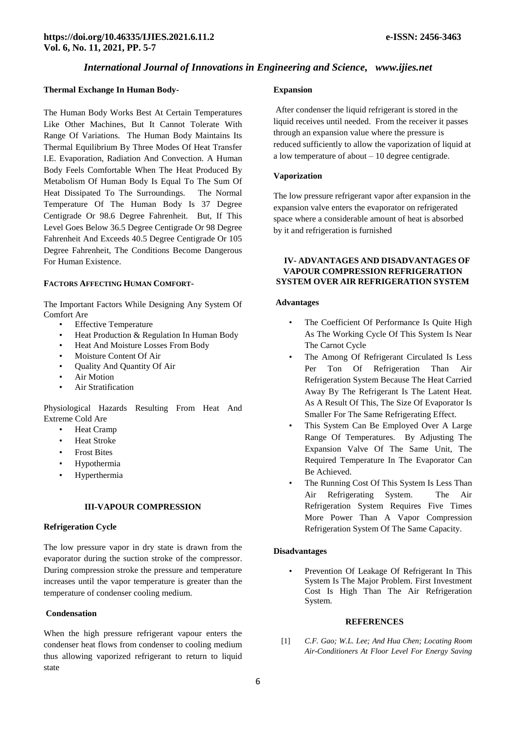**Thermal Exchange In Human Body-**

The Human Body Works Best At Certain Temperatures Like Other Machines, But It Cannot Tolerate With Range Of Variations. The Human Body Maintains Its Thermal Equilibrium By Three Modes Of Heat Transfer I.E. Evaporation, Radiation And Convection. A Human Body Feels Comfortable When The Heat Produced By Metabolism Of Human Body Is Equal To The Sum Of Heat Dissipated To The Surroundings. The Normal Temperature Of The Human Body Is 37 Degree Centigrade Or 98.6 Degree Fahrenheit. But, If This Level Goes Below 36.5 Degree Centigrade Or 98 Degree Fahrenheit And Exceeds 40.5 Degree Centigrade Or 105 Degree Fahrenheit, The Conditions Become Dangerous For Human Existence.

**FACTORS AFFECTING HUMAN COMFORT-**

The Important Factors While Designing Any System Of Comfort Are

- Effective Temperature
- Heat Production & Regulation In Human Body
- Heat And Moisture Losses From Body
- Moisture Content Of Air
- Quality And Quantity Of Air
- Air Motion
- Air Stratification

Physiological Hazards Resulting From Heat And Extreme Cold Are

- Heat Cramp
- Heat Stroke
- Frost Bites
- Hypothermia
- Hyperthermia

## III-VAPOUR COMPRESSION

**Refrigeration Cycle**

The low pressure vapor in dry state is drawn from the evaporator during the suction stroke of the compressor. During compression stroke the pressure and temperature increases until the vapor temperature is greater than the temperature of condenser cooling medium.

**Condensation**

When the high pressure refrigerant vapour enters the condenser heat flows from condenser to cooling medium thus allowing vaporized refrigerant to return to liquid state

**Expansion**

After condenser the liquid refrigerant is stored in the liquid receives until needed. From the receiver it passes through an expansion value where the pressure is reduced sufficiently to allow the vaporization of liquid at a low temperature of about – 10 degree centigrade.

**Vaporization**

The low pressure refrigerant vapor after expansion in the expansion valve enters the evaporator on refrigerated space where a considerable amount of heat is absorbed by it and refrigeration is furnished

## IV- ADVANTAGES AND DISADVANTAGES OF VAPOUR COMPRESSION REFRIGERATION SYSTEM OVER AIR REFRIGERATION SYSTEM

**Advantages**

- The Coefficient Of Performance Is Quite High As The Working Cycle Of This System Is Near The Carnot Cycle
- The Among Of Refrigerant Circulated Is Less Per Ton Of Refrigeration Than Air Refrigeration System Because The Heat Carried Away By The Refrigerant Is The Latent Heat. As A Result Of This, The Size Of Evaporator Is Smaller For The Same Refrigerating Effect.
- This System Can Be Employed Over A Large Range Of Temperatures. By Adjusting The Expansion Valve Of The Same Unit, The Required Temperature In The Evaporator Can Be Achieved.
- The Running Cost Of This System Is Less Than Air Refrigerating System. The Air Refrigeration System Requires Five Times More Power Than A Vapor Compression Refrigeration System Of The Same Capacity.

**Disadvantages**

- Prevention Of Leakage Of Refrigerant In This System Is The Major Problem. First Investment Cost Is High Than The Air Refrigeration System.

## REFERENCES

[1] *C.F. Gao; W.L. Lee; And Hua Chen; Locating Room Air-Conditioners At Floor Level For Energy Saving*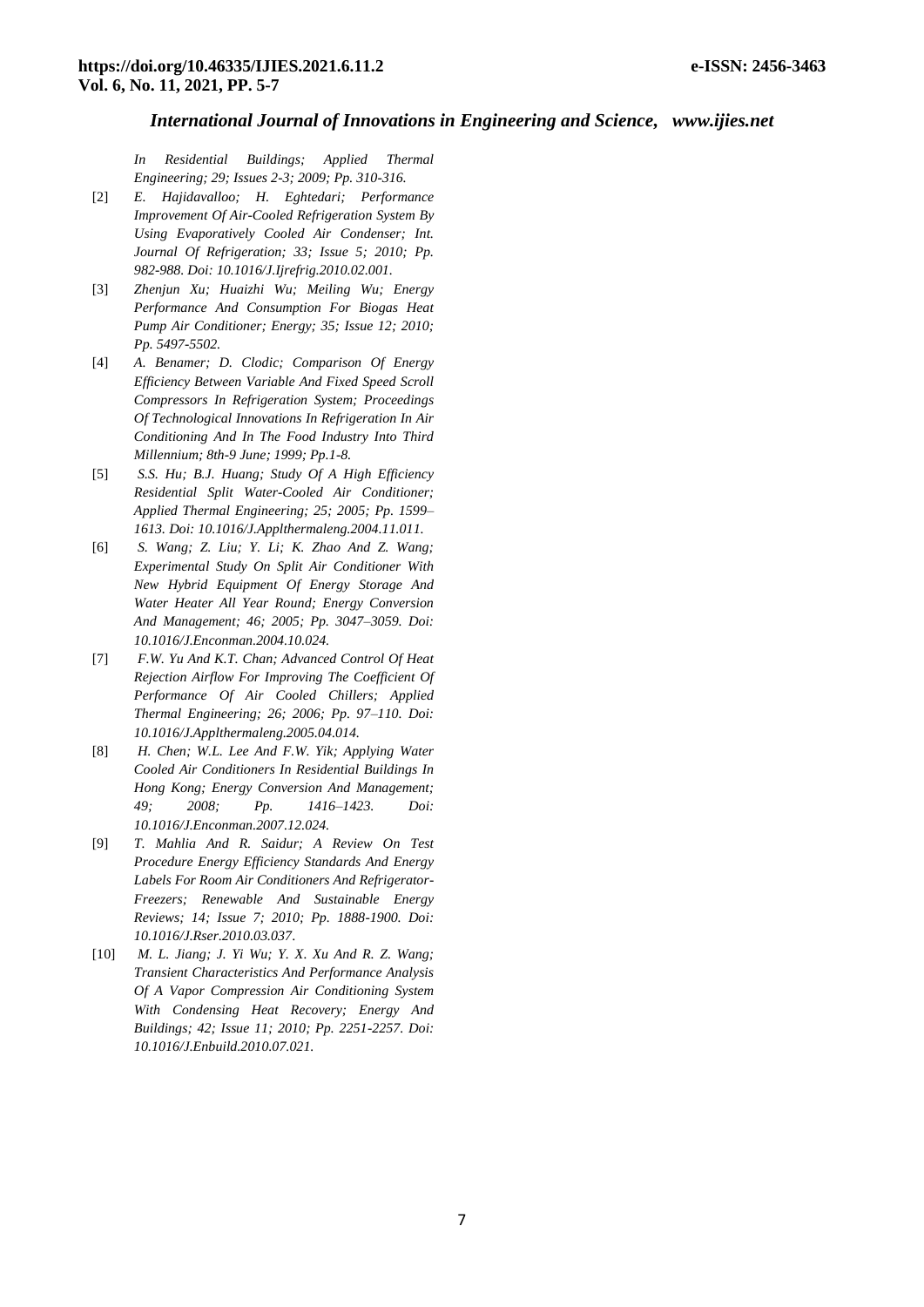*In Residential Buildings; Applied Thermal Engineering; 29; Issues 2-3; 2009; Pp. 310-316.*

[2] *E. Hajidavalloo; H. Eghtedari; Performance Improvement Of Air-Cooled Refrigeration System By Using Evaporatively Cooled Air Condenser; Int. Journal Of Refrigeration; 33; Issue 5; 2010; Pp. 982-988. Doi: 10.1016/J.Ijrefrig.2010.02.001.*

[3] *Zhenjun Xu; Huaizhi Wu; Meiling Wu; Energy Performance And Consumption For Biogas Heat Pump Air Conditioner; Energy; 35; Issue 12; 2010; Pp. 5497-5502.*

[4] *A. Benamer; D. Clodic; Comparison Of Energy Efficiency Between Variable And Fixed Speed Scroll Compressors In Refrigeration System; Proceedings Of Technological Innovations In Refrigeration In Air Conditioning And In The Food Industry Into Third Millennium; 8th-9 June; 1999; Pp.1-8.*

[5] *S.S. Hu; B.J. Huang; Study Of A High Efficiency Residential Split Water-Cooled Air Conditioner; Applied Thermal Engineering; 25; 2005; Pp. 1599–1613. Doi: 10.1016/J.Applthermaleng.2004.11.011.*

[6] *S. Wang; Z. Liu; Y. Li; K. Zhao And Z. Wang; Experimental Study On Split Air Conditioner With New Hybrid Equipment Of Energy Storage And Water Heater All Year Round; Energy Conversion And Management; 46; 2005; Pp. 3047–3059. Doi: 10.1016/J.Enconman.2004.10.024.*

[7] *F.W. Yu And K.T. Chan; Advanced Control Of Heat Rejection Airflow For Improving The Coefficient Of Performance Of Air Cooled Chillers; Applied Thermal Engineering; 26; 2006; Pp. 97–110. Doi: 10.1016/J.Applthermaleng.2005.04.014.*

[8] *H. Chen; W.L. Lee And F.W. Yik; Applying Water Cooled Air Conditioners In Residential Buildings In Hong Kong; Energy Conversion And Management; 49; 2008; Pp. 1416–1423. Doi: 10.1016/J.Enconman.2007.12.024.*

[9] *T. Mahlia And R. Saidur; A Review On Test Procedure Energy Efficiency Standards And Energy Labels For Room Air Conditioners And Refrigerator-Freezers; Renewable And Sustainable Energy Reviews; 14; Issue 7; 2010; Pp. 1888-1900. Doi: 10.1016/J.Rser.2010.03.037.*

[10] *M. L. Jiang; J. Yi Wu; Y. X. Xu And R. Z. Wang; Transient Characteristics And Performance Analysis Of A Vapor Compression Air Conditioning System With Condensing Heat Recovery; Energy And Buildings; 42; Issue 11; 2010; Pp. 2251-2257. Doi: 10.1016/J.Enbuild.2010.07.021.*